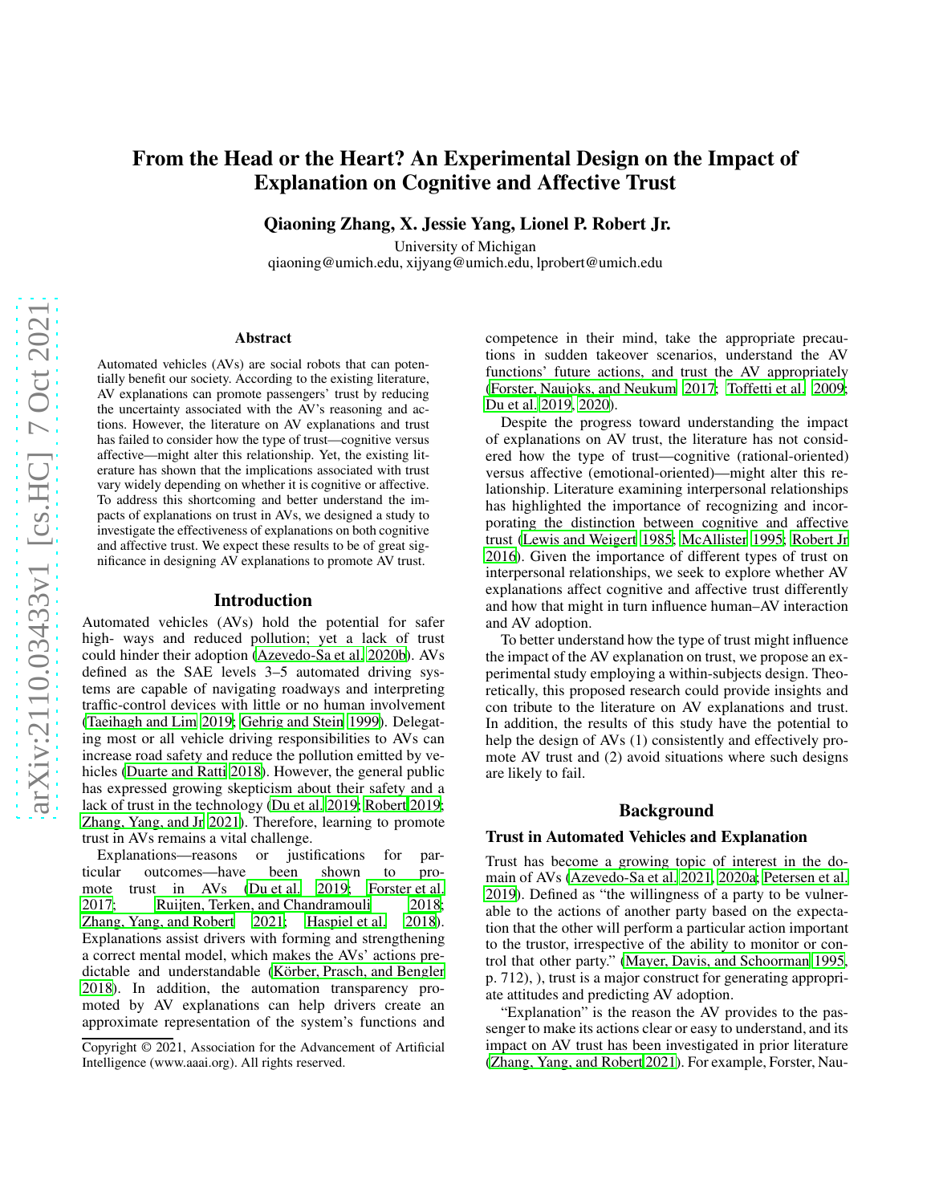# From the Head or the Heart? An Experimental Design on the Impact of Explanation on Cognitive and Affective Trust

**Qiaoning Zhang, X. Jessie Yang, Lionel P. Robert Jr.**

University of Michigan
qiaoning@umich.edu, xijyang@umich.edu, lprobert@umich.edu

## Abstract

Automated vehicles (AVs) are social robots that can potentially benefit our society. According to the existing literature, AV explanations can promote passengers' trust by reducing the uncertainty associated with the AV's reasoning and actions. However, the literature on AV explanations and trust has failed to consider how the type of trust—cognitive versus affective—might alter this relationship. Yet, the existing literature has shown that the implications associated with trust vary widely depending on whether it is cognitive or affective. To address this shortcoming and better understand the impacts of explanations on trust in AVs, we designed a study to investigate the effectiveness of explanations on both cognitive and affective trust. We expect these results to be of great significance in designing AV explanations to promote AV trust.

## Introduction

Automated vehicles (AVs) hold the potential for safer high- ways and reduced pollution; yet a lack of trust could hinder their adoption (Azevedo-Sa et al. 2020b). AVs defined as the SAE levels 3–5 automated driving systems are capable of navigating roadways and interpreting traffic-control devices with little or no human involvement (Taeihagh and Lim 2019; Gehrig and Stein 1999). Delegating most or all vehicle driving responsibilities to AVs can increase road safety and reduce the pollution emitted by vehicles (Duarte and Ratti 2018). However, the general public has expressed growing skepticism about their safety and a lack of trust in the technology (Du et al. 2019; Robert 2019; Zhang, Yang, and Jr 2021). Therefore, learning to promote trust in AVs remains a vital challenge.

Explanations—reasons or justifications for particular outcomes—have been shown to promote trust in AVs (Du et al. 2019; Forster et al. 2017; Ruijten, Terken, and Chandramouli 2018; Zhang, Yang, and Robert 2021; Haspiel et al. 2018). Explanations assist drivers with forming and strengthening a correct mental model, which makes the AVs' actions predictable and understandable (Körber, Prasch, and Bengler 2018). In addition, the automation transparency promoted by AV explanations can help drivers create an approximate representation of the system's functions and competence in their mind, take the appropriate precautions in sudden takeover scenarios, understand the AV functions' future actions, and trust the AV appropriately (Forster, Naujoks, and Neukum 2017; Toffetti et al. 2009; Du et al. 2019, 2020).

Despite the progress toward understanding the impact of explanations on AV trust, the literature has not considered how the type of trust—cognitive (rational-oriented) versus affective (emotional-oriented)—might alter this relationship. Literature examining interpersonal relationships has highlighted the importance of recognizing and incorporating the distinction between cognitive and affective trust (Lewis and Weigert 1985; McAllister 1995; Robert Jr 2016). Given the importance of different types of trust on interpersonal relationships, we seek to explore whether AV explanations affect cognitive and affective trust differently and how that might in turn influence human–AV interaction and AV adoption.

To better understand how the type of trust might influence the impact of the AV explanation on trust, we propose an experimental study employing a within-subjects design. Theoretically, this proposed research could provide insights and con tribute to the literature on AV explanations and trust. In addition, the results of this study have the potential to help the design of AVs (1) consistently and effectively promote AV trust and (2) avoid situations where such designs are likely to fail.

## Background

### Trust in Automated Vehicles and Explanation

Trust has become a growing topic of interest in the domain of AVs (Azevedo-Sa et al. 2021, 2020a; Petersen et al. 2019). Defined as "the willingness of a party to be vulnerable to the actions of another party based on the expectation that the other will perform a particular action important to the trustor, irrespective of the ability to monitor or control that other party." (Mayer, Davis, and Schoorman 1995, p. 712), ), trust is a major construct for generating appropriate attitudes and predicting AV adoption.

"Explanation" is the reason the AV provides to the passenger to make its actions clear or easy to understand, and its impact on AV trust has been investigated in prior literature (Zhang, Yang, and Robert 2021). For example, Forster, Nau-

Copyright © 2021, Association for the Advancement of Artificial Intelligence (www.aaai.org). All rights reserved.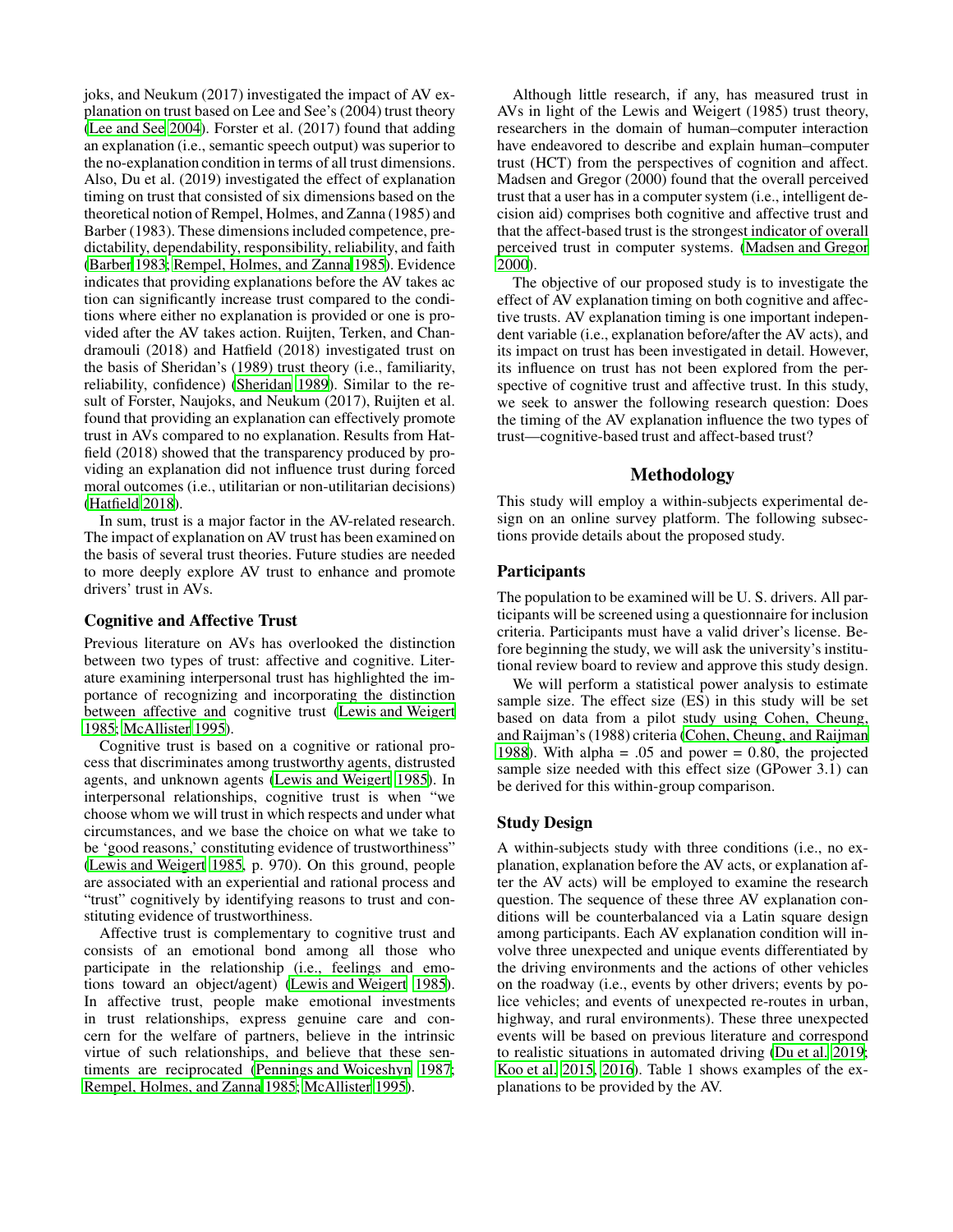joks, and Neukum (2017) investigated the impact of AV explanation on trust based on Lee and See's (2004) trust theory (Lee and See 2004). Forster et al. (2017) found that adding an explanation (i.e., semantic speech output) was superior to the no-explanation condition in terms of all trust dimensions. Also, Du et al. (2019) investigated the effect of explanation timing on trust that consisted of six dimensions based on the theoretical notion of Rempel, Holmes, and Zanna (1985) and Barber (1983). These dimensions included competence, predictability, dependability, responsibility, reliability, and faith (Barber 1983; Rempel, Holmes, and Zanna 1985). Evidence indicates that providing explanations before the AV takes action can significantly increase trust compared to the conditions where either no explanation is provided or one is provided after the AV takes action. Ruijten, Terken, and Chandramouli (2018) and Hatfield (2018) investigated trust on the basis of Sheridan's (1989) trust theory (i.e., familiarity, reliability, confidence) (Sheridan 1989). Similar to the result of Forster, Naujoks, and Neukum (2017), Ruijten et al. found that providing an explanation can effectively promote trust in AVs compared to no explanation. Results from Hatfield (2018) showed that the transparency produced by providing an explanation did not influence trust during forced moral outcomes (i.e., utilitarian or non-utilitarian decisions) (Hatfield 2018).

In sum, trust is a major factor in the AV-related research. The impact of explanation on AV trust has been examined on the basis of several trust theories. Future studies are needed to more deeply explore AV trust to enhance and promote drivers' trust in AVs.

### Cognitive and Affective Trust

Previous literature on AVs has overlooked the distinction between two types of trust: affective and cognitive. Literature examining interpersonal trust has highlighted the importance of recognizing and incorporating the distinction between affective and cognitive trust (Lewis and Weigert 1985; McAllister 1995).

Cognitive trust is based on a cognitive or rational process that discriminates among trustworthy agents, distrusted agents, and unknown agents (Lewis and Weigert 1985). In interpersonal relationships, cognitive trust is when "we choose whom we will trust in which respects and under what circumstances, and we base the choice on what we take to be 'good reasons,' constituting evidence of trustworthiness" (Lewis and Weigert 1985, p. 970). On this ground, people are associated with an experiential and rational process and "trust" cognitively by identifying reasons to trust and constituting evidence of trustworthiness.

Affective trust is complementary to cognitive trust and consists of an emotional bond among all those who participate in the relationship (i.e., feelings and emotions toward an object/agent) (Lewis and Weigert 1985). In affective trust, people make emotional investments in trust relationships, express genuine care and concern for the welfare of partners, believe in the intrinsic virtue of such relationships, and believe that these sentiments are reciprocated (Pennings and Woiceshyn 1987; Rempel, Holmes, and Zanna 1985; McAllister 1995).

Although little research, if any, has measured trust in AVs in light of the Lewis and Weigert (1985) trust theory, researchers in the domain of human–computer interaction have endeavored to describe and explain human–computer trust (HCT) from the perspectives of cognition and affect. Madsen and Gregor (2000) found that the overall perceived trust that a user has in a computer system (i.e., intelligent decision aid) comprises both cognitive and affective trust and that the affect-based trust is the strongest indicator of overall perceived trust in computer systems. (Madsen and Gregor 2000).

The objective of our proposed study is to investigate the effect of AV explanation timing on both cognitive and affective trusts. AV explanation timing is one important independent variable (i.e., explanation before/after the AV acts), and its impact on trust has been investigated in detail. However, its influence on trust has not been explored from the perspective of cognitive trust and affective trust. In this study, we seek to answer the following research question: Does the timing of the AV explanation influence the two types of trust—cognitive-based trust and affect-based trust?

## Methodology

This study will employ a within-subjects experimental design on an online survey platform. The following subsections provide details about the proposed study.

### Participants

The population to be examined will be U. S. drivers. All participants will be screened using a questionnaire for inclusion criteria. Participants must have a valid driver's license. Before beginning the study, we will ask the university's institutional review board to review and approve this study design.

We will perform a statistical power analysis to estimate sample size. The effect size (ES) in this study will be set based on data from a pilot study using Cohen, Cheung, and Raijman's (1988) criteria (Cohen, Cheung, and Raijman 1988). With alpha = .05 and power = 0.80, the projected sample size needed with this effect size (GPower 3.1) can be derived for this within-group comparison.

### Study Design

A within-subjects study with three conditions (i.e., no explanation, explanation before the AV acts, or explanation after the AV acts) will be employed to examine the research question. The sequence of these three AV explanation conditions will be counterbalanced via a Latin square design among participants. Each AV explanation condition will involve three unexpected and unique events differentiated by the driving environments and the actions of other vehicles on the roadway (i.e., events by other drivers; events by police vehicles; and events of unexpected re-routes in urban, highway, and rural environments). These three unexpected events will be based on previous literature and correspond to realistic situations in automated driving (Du et al. 2019; Koo et al. 2015, 2016). Table 1 shows examples of the explanations to be provided by the AV.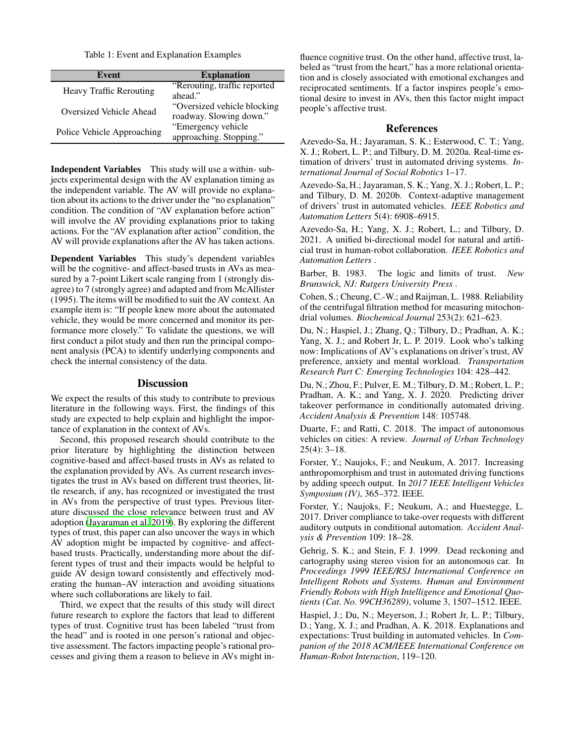Table 1: Event and Explanation Examples

| Event | Explanation |
|---|---|
| Heavy Traffic Rerouting | "Rerouting, traffic reported ahead." |
| Oversized Vehicle Ahead | "Oversized vehicle blocking roadway. Slowing down." |
| Police Vehicle Approaching | "Emergency vehicle approaching. Stopping." |

**Independent Variables** This study will use a within- subjects experimental design with the AV explanation timing as the independent variable. The AV will provide no explanation about its actions to the driver under the "no explanation" condition. The condition of "AV explanation before action" will involve the AV providing explanations prior to taking actions. For the "AV explanation after action" condition, the AV will provide explanations after the AV has taken actions.

**Dependent Variables** This study's dependent variables will be the cognitive- and affect-based trusts in AVs as measured by a 7-point Likert scale ranging from 1 (strongly disagree) to 7 (strongly agree) and adapted and from McAllister (1995). The items will be modified to suit the AV context. An example item is: "If people knew more about the automated vehicle, they would be more concerned and monitor its performance more closely." To validate the questions, we will first conduct a pilot study and then run the principal component analysis (PCA) to identify underlying components and check the internal consistency of the data.

## Discussion

We expect the results of this study to contribute to previous literature in the following ways. First, the findings of this study are expected to help explain and highlight the importance of explanation in the context of AVs.

Second, this proposed research should contribute to the prior literature by highlighting the distinction between cognitive-based and affect-based trusts in AVs as related to the explanation provided by AVs. As current research investigates the trust in AVs based on different trust theories, little research, if any, has recognized or investigated the trust in AVs from the perspective of trust types. Previous literature discussed the close relevance between trust and AV adoption (Jayaraman et al. 2019). By exploring the different types of trust, this paper can also uncover the ways in which AV adoption might be impacted by cognitive- and affect-based trusts. Practically, understanding more about the different types of trust and their impacts would be helpful to guide AV design toward consistently and effectively moderating the human–AV interaction and avoiding situations where such collaborations are likely to fail.

Third, we expect that the results of this study will direct future research to explore the factors that lead to different types of trust. Cognitive trust has been labeled "trust from the head" and is rooted in one person's rational and objective assessment. The factors impacting people's rational processes and giving them a reason to believe in AVs might influence cognitive trust. On the other hand, affective trust, labeled as "trust from the heart," has a more relational orientation and is closely associated with emotional exchanges and reciprocated sentiments. If a factor inspires people's emotional desire to invest in AVs, then this factor might impact people's affective trust.

## References

Azevedo-Sa, H.; Jayaraman, S. K.; Esterwood, C. T.; Yang, X. J.; Robert, L. P.; and Tilbury, D. M. 2020a. Real-time estimation of drivers' trust in automated driving systems. *International Journal of Social Robotics* 1–17.

Azevedo-Sa, H.; Jayaraman, S. K.; Yang, X. J.; Robert, L. P.; and Tilbury, D. M. 2020b. Context-adaptive management of drivers' trust in automated vehicles. *IEEE Robotics and Automation Letters* 5(4): 6908–6915.

Azevedo-Sa, H.; Yang, X. J.; Robert, L.; and Tilbury, D. 2021. A unified bi-directional model for natural and artificial trust in human-robot collaboration. *IEEE Robotics and Automation Letters* .

Barber, B. 1983. The logic and limits of trust. *New Brunswick, NJ: Rutgers University Press* .

Cohen, S.; Cheung, C.-W.; and Raijman, L. 1988. Reliability of the centrifugal filtration method for measuring mitochondrial volumes. *Biochemical Journal* 253(2): 621–623.

Du, N.; Haspiel, J.; Zhang, Q.; Tilbury, D.; Pradhan, A. K.; Yang, X. J.; and Robert Jr, L. P. 2019. Look who's talking now: Implications of AV's explanations on driver's trust, AV preference, anxiety and mental workload. *Transportation Research Part C: Emerging Technologies* 104: 428–442.

Du, N.; Zhou, F.; Pulver, E. M.; Tilbury, D. M.; Robert, L. P.; Pradhan, A. K.; and Yang, X. J. 2020. Predicting driver takeover performance in conditionally automated driving. *Accident Analysis & Prevention* 148: 105748.

Duarte, F.; and Ratti, C. 2018. The impact of autonomous vehicles on cities: A review. *Journal of Urban Technology* 25(4): 3–18.

Forster, Y.; Naujoks, F.; and Neukum, A. 2017. Increasing anthropomorphism and trust in automated driving functions by adding speech output. In *2017 IEEE Intelligent Vehicles Symposium (IV)*, 365–372. IEEE.

Forster, Y.; Naujoks, F.; Neukum, A.; and Huestegge, L. 2017. Driver compliance to take-over requests with different auditory outputs in conditional automation. *Accident Analysis & Prevention* 109: 18–28.

Gehrig, S. K.; and Stein, F. J. 1999. Dead reckoning and cartography using stereo vision for an autonomous car. In *Proceedings 1999 IEEE/RSJ International Conference on Intelligent Robots and Systems. Human and Environment Friendly Robots with High Intelligence and Emotional Quotients (Cat. No. 99CH36289)*, volume 3, 1507–1512. IEEE.

Haspiel, J.; Du, N.; Meyerson, J.; Robert Jr, L. P.; Tilbury, D.; Yang, X. J.; and Pradhan, A. K. 2018. Explanations and expectations: Trust building in automated vehicles. In *Companion of the 2018 ACM/IEEE International Conference on Human-Robot Interaction*, 119–120.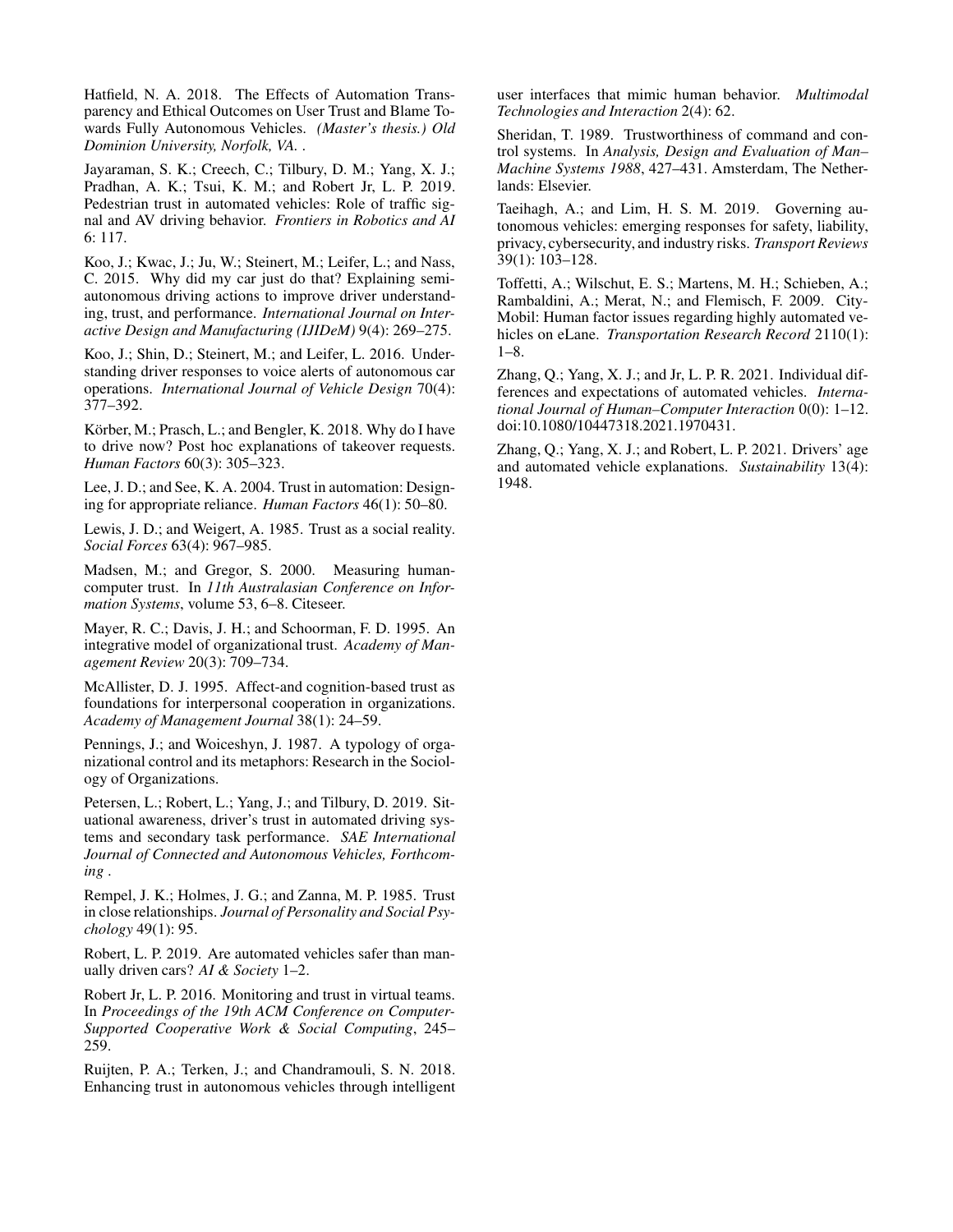Hatfield, N. A. 2018. The Effects of Automation Transparency and Ethical Outcomes on User Trust and Blame Towards Fully Autonomous Vehicles. *(Master's thesis.) Old Dominion University, Norfolk, VA.* .

Jayaraman, S. K.; Creech, C.; Tilbury, D. M.; Yang, X. J.; Pradhan, A. K.; Tsui, K. M.; and Robert Jr, L. P. 2019. Pedestrian trust in automated vehicles: Role of traffic signal and AV driving behavior. *Frontiers in Robotics and AI* 6: 117.

Koo, J.; Kwac, J.; Ju, W.; Steinert, M.; Leifer, L.; and Nass, C. 2015. Why did my car just do that? Explaining semi-autonomous driving actions to improve driver understanding, trust, and performance. *International Journal on Interactive Design and Manufacturing (IJIDeM)* 9(4): 269–275.

Koo, J.; Shin, D.; Steinert, M.; and Leifer, L. 2016. Understanding driver responses to voice alerts of autonomous car operations. *International Journal of Vehicle Design* 70(4): 377–392.

Körber, M.; Prasch, L.; and Bengler, K. 2018. Why do I have to drive now? Post hoc explanations of takeover requests. *Human Factors* 60(3): 305–323.

Lee, J. D.; and See, K. A. 2004. Trust in automation: Designing for appropriate reliance. *Human Factors* 46(1): 50–80.

Lewis, J. D.; and Weigert, A. 1985. Trust as a social reality. *Social Forces* 63(4): 967–985.

Madsen, M.; and Gregor, S. 2000. Measuring human-computer trust. In *11th Australasian Conference on Information Systems*, volume 53, 6–8. Citeseer.

Mayer, R. C.; Davis, J. H.; and Schoorman, F. D. 1995. An integrative model of organizational trust. *Academy of Management Review* 20(3): 709–734.

McAllister, D. J. 1995. Affect-and cognition-based trust as foundations for interpersonal cooperation in organizations. *Academy of Management Journal* 38(1): 24–59.

Pennings, J.; and Woiceshyn, J. 1987. A typology of organizational control and its metaphors: Research in the Sociology of Organizations.

Petersen, L.; Robert, L.; Yang, J.; and Tilbury, D. 2019. Situational awareness, driver's trust in automated driving systems and secondary task performance. *SAE International Journal of Connected and Autonomous Vehicles, Forthcoming* .

Rempel, J. K.; Holmes, J. G.; and Zanna, M. P. 1985. Trust in close relationships. *Journal of Personality and Social Psychology* 49(1): 95.

Robert, L. P. 2019. Are automated vehicles safer than manually driven cars? *AI & Society* 1–2.

Robert Jr, L. P. 2016. Monitoring and trust in virtual teams. In *Proceedings of the 19th ACM Conference on Computer-Supported Cooperative Work & Social Computing*, 245–259.

Ruijten, P. A.; Terken, J.; and Chandramouli, S. N. 2018. Enhancing trust in autonomous vehicles through intelligent user interfaces that mimic human behavior. *Multimodal Technologies and Interaction* 2(4): 62.

Sheridan, T. 1989. Trustworthiness of command and control systems. In *Analysis, Design and Evaluation of Man–Machine Systems 1988*, 427–431. Amsterdam, The Netherlands: Elsevier.

Taeihagh, A.; and Lim, H. S. M. 2019. Governing autonomous vehicles: emerging responses for safety, liability, privacy, cybersecurity, and industry risks. *Transport Reviews* 39(1): 103–128.

Toffetti, A.; Wilschut, E. S.; Martens, M. H.; Schieben, A.; Rambaldini, A.; Merat, N.; and Flemisch, F. 2009. City-Mobil: Human factor issues regarding highly automated vehicles on eLane. *Transportation Research Record* 2110(1): 1–8.

Zhang, Q.; Yang, X. J.; and Jr, L. P. R. 2021. Individual differences and expectations of automated vehicles. *International Journal of Human–Computer Interaction* 0(0): 1–12. doi:10.1080/10447318.2021.1970431.

Zhang, Q.; Yang, X. J.; and Robert, L. P. 2021. Drivers' age and automated vehicle explanations. *Sustainability* 13(4): 1948.